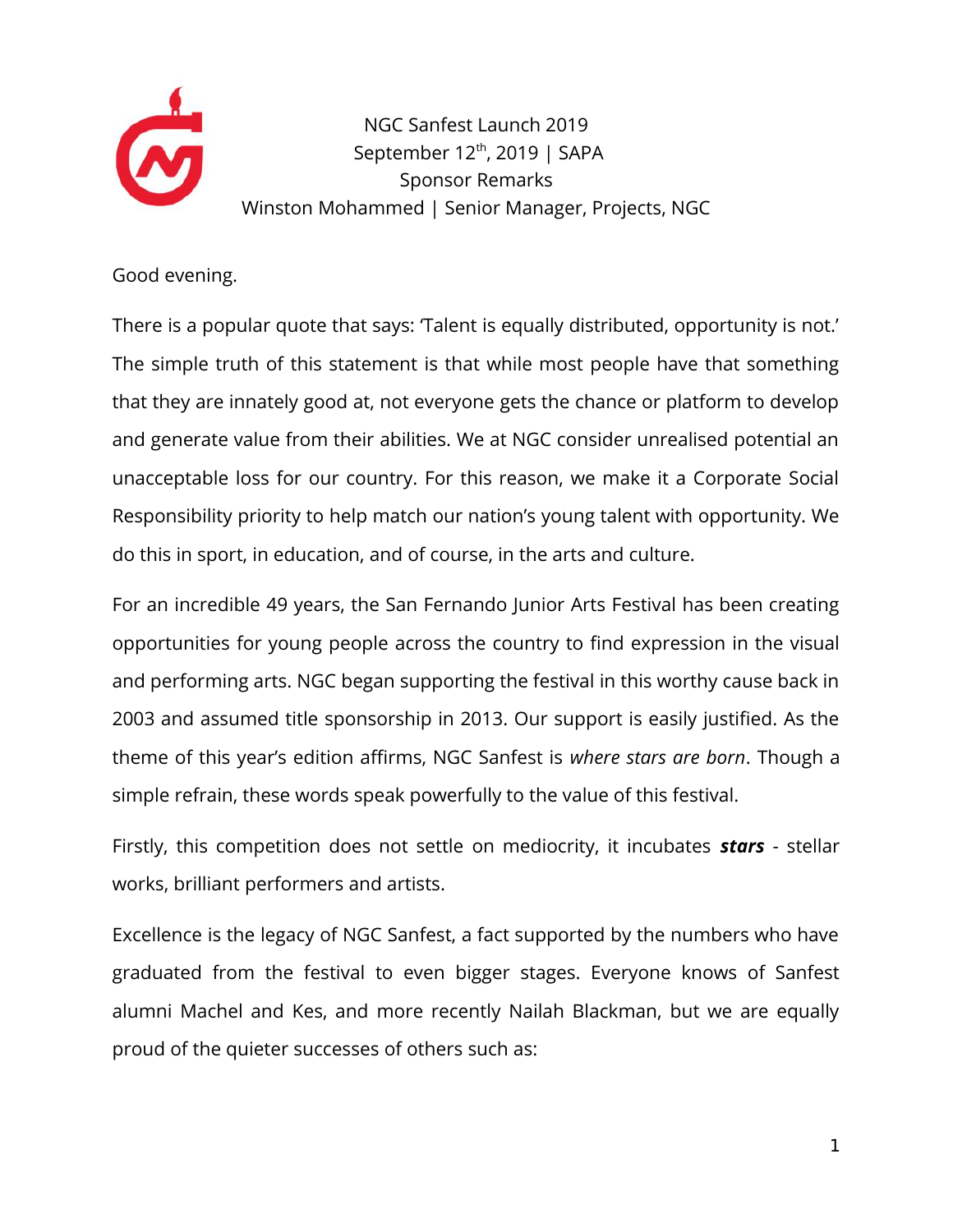NGC Sanfest Launch 2019
September 12th, 2019 | SAPA
Sponsor Remarks
Winston Mohammed | Senior Manager, Projects, NGC

Good evening.

There is a popular quote that says: 'Talent is equally distributed, opportunity is not.' The simple truth of this statement is that while most people have that something that they are innately good at, not everyone gets the chance or platform to develop and generate value from their abilities. We at NGC consider unrealised potential an unacceptable loss for our country. For this reason, we make it a Corporate Social Responsibility priority to help match our nation's young talent with opportunity. We do this in sport, in education, and of course, in the arts and culture.

For an incredible 49 years, the San Fernando Junior Arts Festival has been creating opportunities for young people across the country to find expression in the visual and performing arts. NGC began supporting the festival in this worthy cause back in 2003 and assumed title sponsorship in 2013. Our support is easily justified. As the theme of this year's edition affirms, NGC Sanfest is *where stars are born*. Though a simple refrain, these words speak powerfully to the value of this festival.

Firstly, this competition does not settle on mediocrity, it incubates ***stars*** - stellar works, brilliant performers and artists.

Excellence is the legacy of NGC Sanfest, a fact supported by the numbers who have graduated from the festival to even bigger stages. Everyone knows of Sanfest alumni Machel and Kes, and more recently Nailah Blackman, but we are equally proud of the quieter successes of others such as: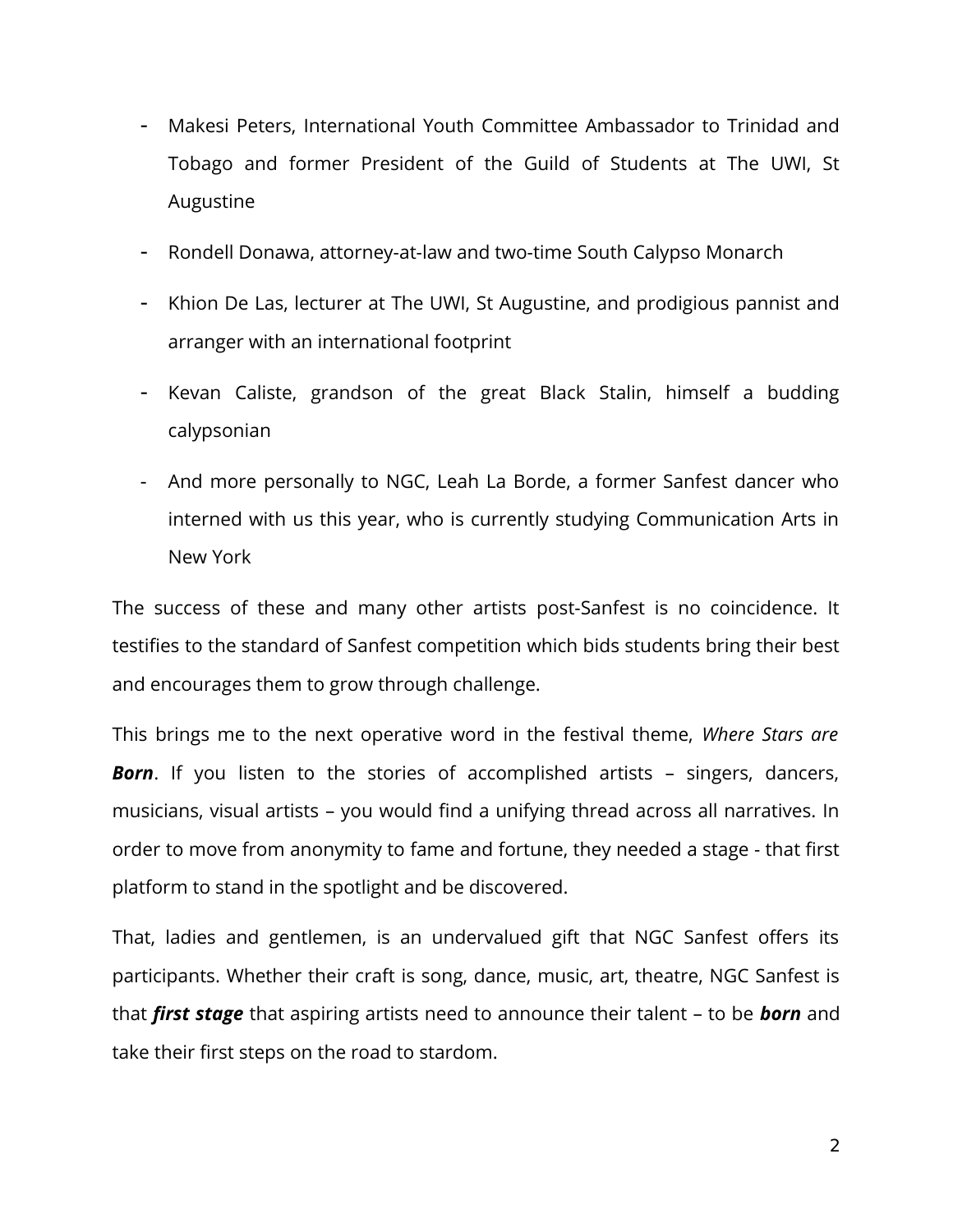- Makesi Peters, International Youth Committee Ambassador to Trinidad and Tobago and former President of the Guild of Students at The UWI, St Augustine
- Rondell Donawa, attorney-at-law and two-time South Calypso Monarch
- Khion De Las, lecturer at The UWI, St Augustine, and prodigious pannist and arranger with an international footprint
- Kevan Caliste, grandson of the great Black Stalin, himself a budding calypsonian
- And more personally to NGC, Leah La Borde, a former Sanfest dancer who interned with us this year, who is currently studying Communication Arts in New York

The success of these and many other artists post-Sanfest is no coincidence. It testifies to the standard of Sanfest competition which bids students bring their best and encourages them to grow through challenge.

This brings me to the next operative word in the festival theme, *Where Stars are **Born***. If you listen to the stories of accomplished artists – singers, dancers, musicians, visual artists – you would find a unifying thread across all narratives. In order to move from anonymity to fame and fortune, they needed a stage - that first platform to stand in the spotlight and be discovered.

That, ladies and gentlemen, is an undervalued gift that NGC Sanfest offers its participants. Whether their craft is song, dance, music, art, theatre, NGC Sanfest is that ***first stage*** that aspiring artists need to announce their talent – to be ***born*** and take their first steps on the road to stardom.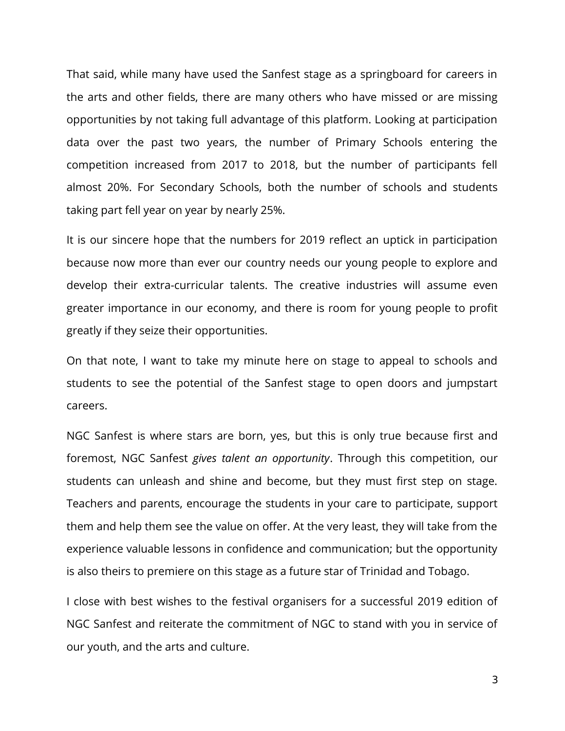That said, while many have used the Sanfest stage as a springboard for careers in the arts and other fields, there are many others who have missed or are missing opportunities by not taking full advantage of this platform. Looking at participation data over the past two years, the number of Primary Schools entering the competition increased from 2017 to 2018, but the number of participants fell almost 20%. For Secondary Schools, both the number of schools and students taking part fell year on year by nearly 25%.

It is our sincere hope that the numbers for 2019 reflect an uptick in participation because now more than ever our country needs our young people to explore and develop their extra-curricular talents. The creative industries will assume even greater importance in our economy, and there is room for young people to profit greatly if they seize their opportunities.

On that note, I want to take my minute here on stage to appeal to schools and students to see the potential of the Sanfest stage to open doors and jumpstart careers.

NGC Sanfest is where stars are born, yes, but this is only true because first and foremost, NGC Sanfest *gives talent an opportunity*. Through this competition, our students can unleash and shine and become, but they must first step on stage. Teachers and parents, encourage the students in your care to participate, support them and help them see the value on offer. At the very least, they will take from the experience valuable lessons in confidence and communication; but the opportunity is also theirs to premiere on this stage as a future star of Trinidad and Tobago.

I close with best wishes to the festival organisers for a successful 2019 edition of NGC Sanfest and reiterate the commitment of NGC to stand with you in service of our youth, and the arts and culture.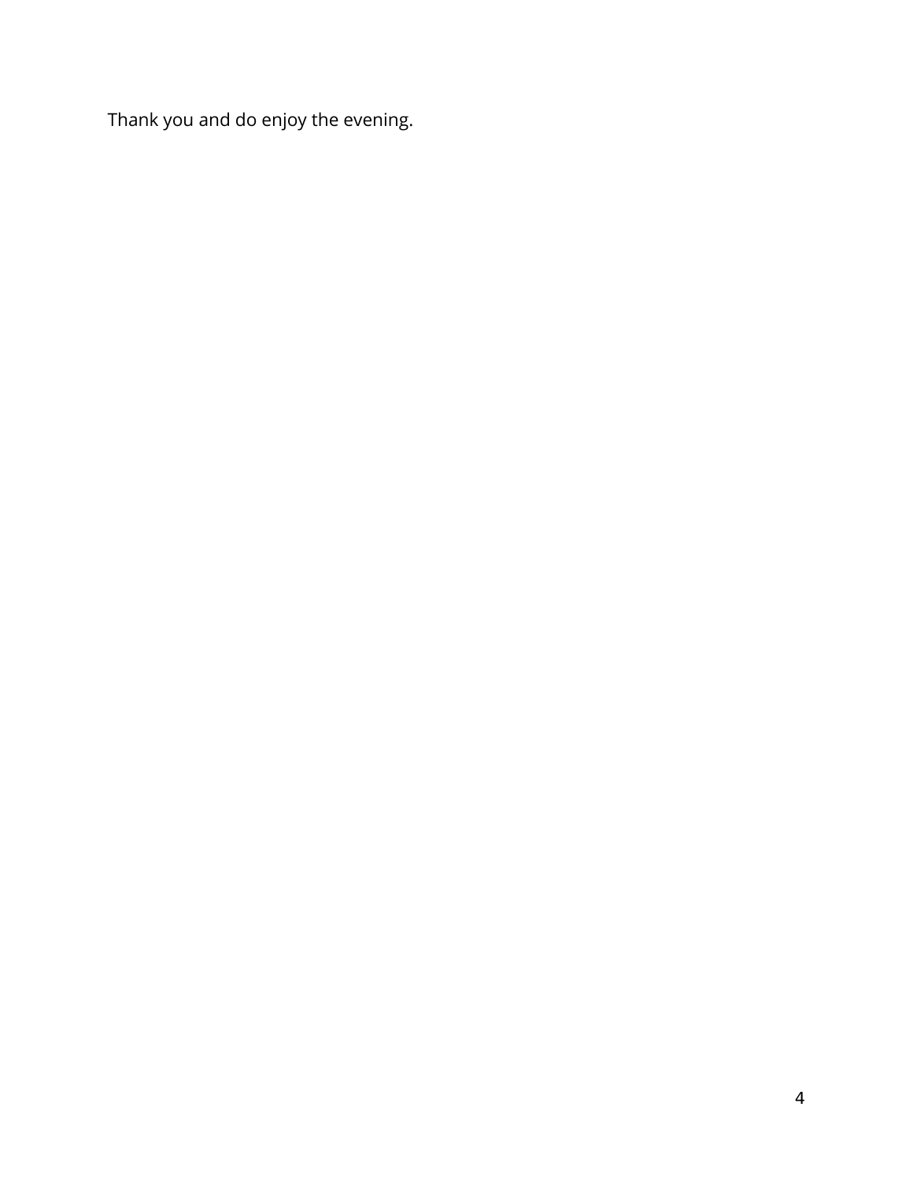Thank you and do enjoy the evening.